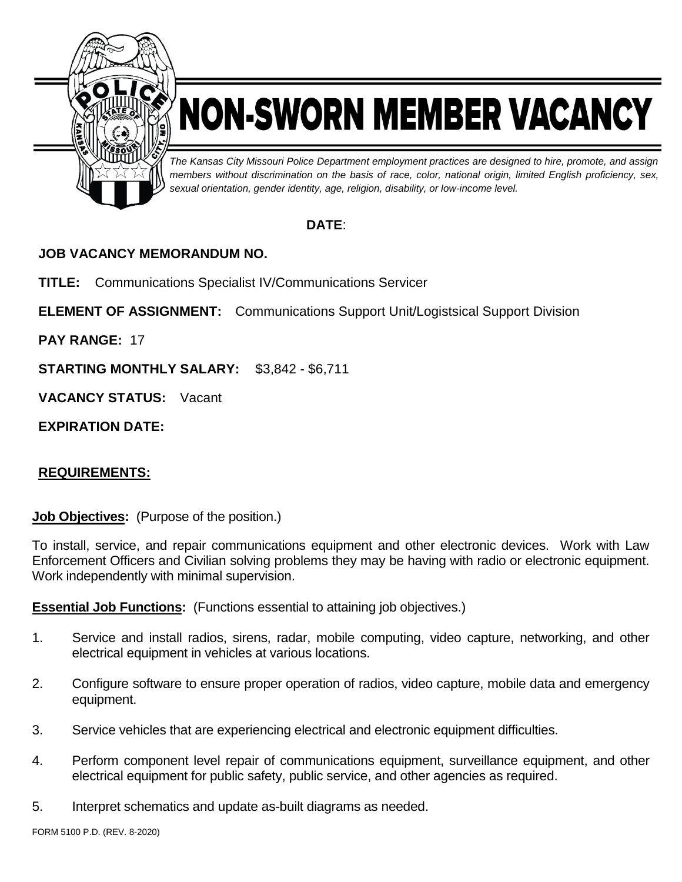# NON-SWORN MEMBER VACANCY

*The Kansas City Missouri Police Department employment practices are designed to hire, promote, and assign members without discrimination on the basis of race, color, national origin, limited English proficiency, sex, sexual orientation, gender identity, age, religion, disability, or low-income level.*

**DATE**:

**JOB VACANCY MEMORANDUM NO.**

**TITLE:** Communications Specialist IV/Communications Servicer

**ELEMENT OF ASSIGNMENT:** Communications Support Unit/Logistsical Support Division

**PAY RANGE:** 17

**STARTING MONTHLY SALARY:** $3,842 - $6,711

**VACANCY STATUS:** Vacant

**EXPIRATION DATE:**

## REQUIREMENTS:

**Job Objectives:** (Purpose of the position.)

To install, service, and repair communications equipment and other electronic devices. Work with Law Enforcement Officers and Civilian solving problems they may be having with radio or electronic equipment. Work independently with minimal supervision.

**Essential Job Functions:** (Functions essential to attaining job objectives.)

1. Service and install radios, sirens, radar, mobile computing, video capture, networking, and other electrical equipment in vehicles at various locations.
2. Configure software to ensure proper operation of radios, video capture, mobile data and emergency equipment.
3. Service vehicles that are experiencing electrical and electronic equipment difficulties.
4. Perform component level repair of communications equipment, surveillance equipment, and other electrical equipment for public safety, public service, and other agencies as required.
5. Interpret schematics and update as-built diagrams as needed.

FORM 5100 P.D. (REV. 8-2020)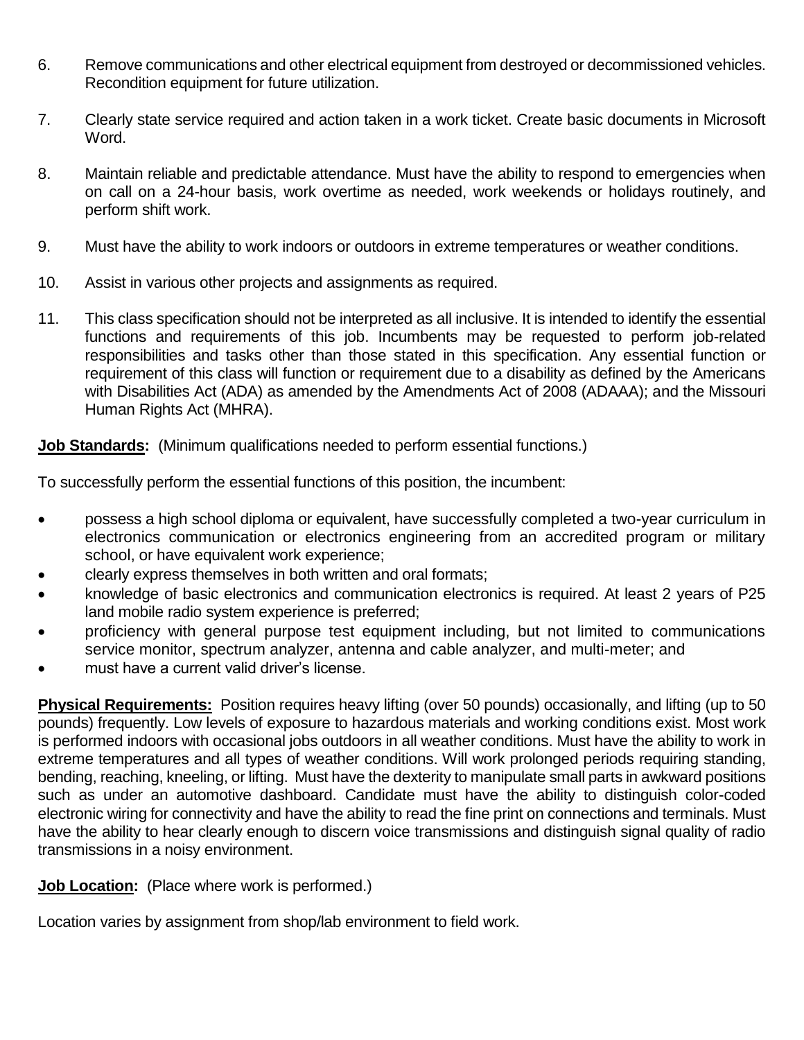6. Remove communications and other electrical equipment from destroyed or decommissioned vehicles. Recondition equipment for future utilization.

7. Clearly state service required and action taken in a work ticket. Create basic documents in Microsoft Word.

8. Maintain reliable and predictable attendance. Must have the ability to respond to emergencies when on call on a 24-hour basis, work overtime as needed, work weekends or holidays routinely, and perform shift work.

9. Must have the ability to work indoors or outdoors in extreme temperatures or weather conditions.

10. Assist in various other projects and assignments as required.

11. This class specification should not be interpreted as all inclusive. It is intended to identify the essential functions and requirements of this job. Incumbents may be requested to perform job-related responsibilities and tasks other than those stated in this specification. Any essential function or requirement of this class will function or requirement due to a disability as defined by the Americans with Disabilities Act (ADA) as amended by the Amendments Act of 2008 (ADAAA); and the Missouri Human Rights Act (MHRA).

**Job Standards:** (Minimum qualifications needed to perform essential functions.)

To successfully perform the essential functions of this position, the incumbent:

- possess a high school diploma or equivalent, have successfully completed a two-year curriculum in electronics communication or electronics engineering from an accredited program or military school, or have equivalent work experience;
- clearly express themselves in both written and oral formats;
- knowledge of basic electronics and communication electronics is required. At least 2 years of P25 land mobile radio system experience is preferred;
- proficiency with general purpose test equipment including, but not limited to communications service monitor, spectrum analyzer, antenna and cable analyzer, and multi-meter; and
- must have a current valid driver's license.

**Physical Requirements:** Position requires heavy lifting (over 50 pounds) occasionally, and lifting (up to 50 pounds) frequently. Low levels of exposure to hazardous materials and working conditions exist. Most work is performed indoors with occasional jobs outdoors in all weather conditions. Must have the ability to work in extreme temperatures and all types of weather conditions. Will work prolonged periods requiring standing, bending, reaching, kneeling, or lifting. Must have the dexterity to manipulate small parts in awkward positions such as under an automotive dashboard. Candidate must have the ability to distinguish color-coded electronic wiring for connectivity and have the ability to read the fine print on connections and terminals. Must have the ability to hear clearly enough to discern voice transmissions and distinguish signal quality of radio transmissions in a noisy environment.

**Job Location:** (Place where work is performed.)

Location varies by assignment from shop/lab environment to field work.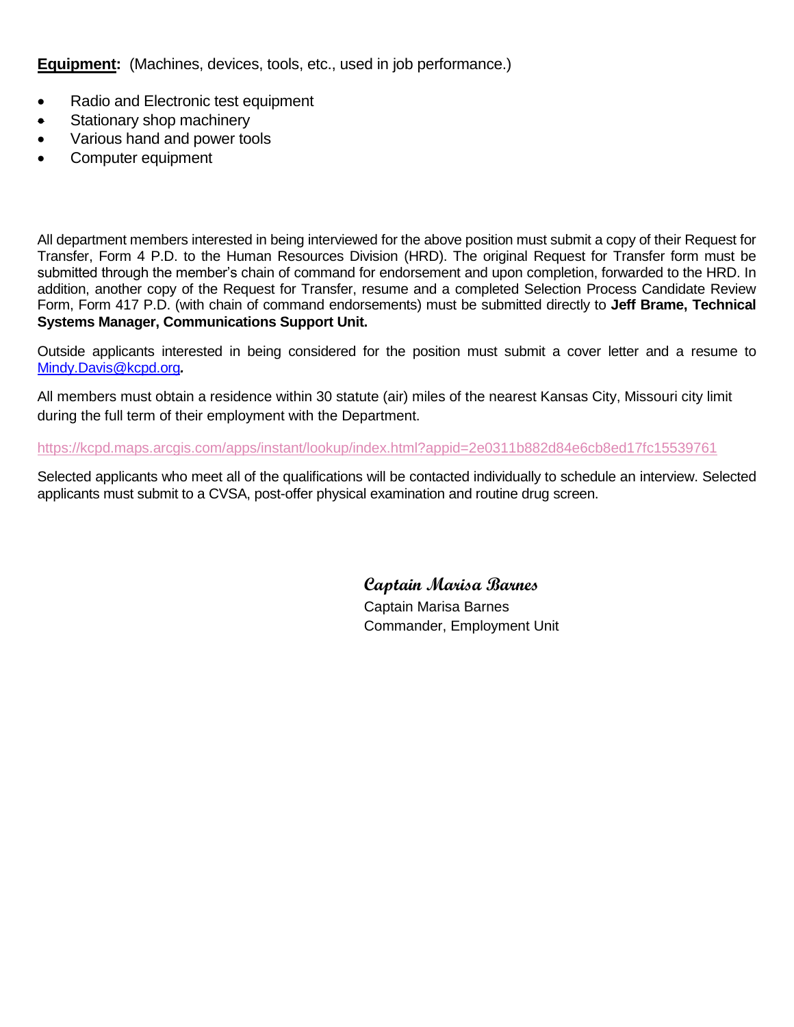**<u>Equipment</u>:** (Machines, devices, tools, etc., used in job performance.)

- Radio and Electronic test equipment
- Stationary shop machinery
- Various hand and power tools
- Computer equipment

All department members interested in being interviewed for the above position must submit a copy of their Request for Transfer, Form 4 P.D. to the Human Resources Division (HRD). The original Request for Transfer form must be submitted through the member's chain of command for endorsement and upon completion, forwarded to the HRD. In addition, another copy of the Request for Transfer, resume and a completed Selection Process Candidate Review Form, Form 417 P.D. (with chain of command endorsements) must be submitted directly to **Jeff Brame, Technical Systems Manager, Communications Support Unit.**

Outside applicants interested in being considered for the position must submit a cover letter and a resume to [Mindy.Davis@kcpd.org](mailto:Mindy.Davis@kcpd.org)**.**

All members must obtain a residence within 30 statute (air) miles of the nearest Kansas City, Missouri city limit during the full term of their employment with the Department.

https://kcpd.maps.arcgis.com/apps/instant/lookup/index.html?appid=2e0311b882d84e6cb8ed17fc15539761

Selected applicants who meet all of the qualifications will be contacted individually to schedule an interview. Selected applicants must submit to a CVSA, post-offer physical examination and routine drug screen.

*Captain Marisa Barnes*

Captain Marisa Barnes
Commander, Employment Unit